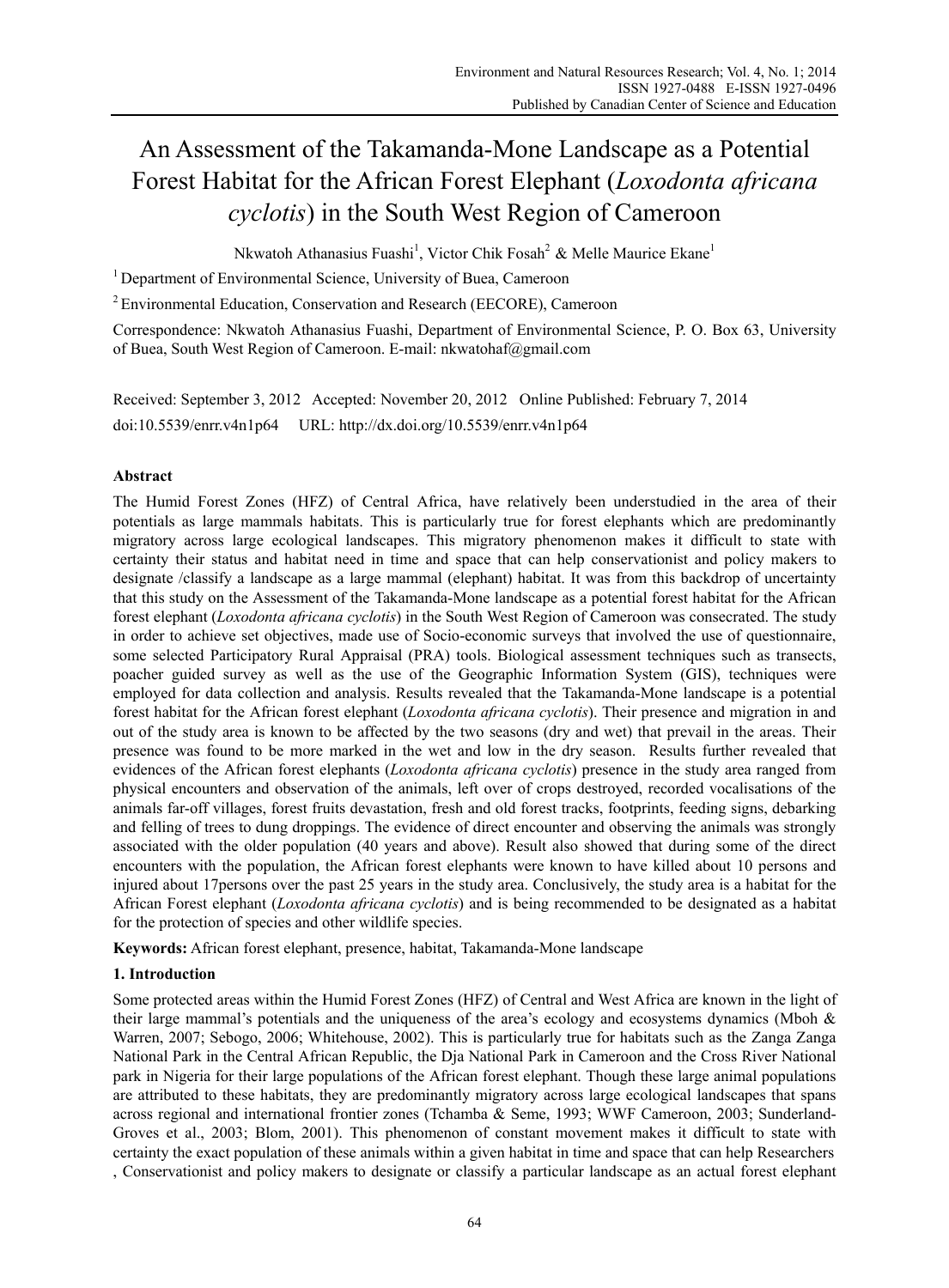# An Assessment of the Takamanda-Mone Landscape as a Potential Forest Habitat for the African Forest Elephant (*Loxodonta africana cyclotis*) in the South West Region of Cameroon

Nkwatoh Athanasius Fuashi[1], Victor Chik Fosah[2] & Melle Maurice Ekane[1]

[1] Department of Environmental Science, University of Buea, Cameroon

[2] Environmental Education, Conservation and Research (EECORE), Cameroon

Correspondence: Nkwatoh Athanasius Fuashi, Department of Environmental Science, P. O. Box 63, University of Buea, South West Region of Cameroon. E-mail: nkwatohaf@gmail.com

Received: September 3, 2012 Accepted: November 20, 2012 Online Published: February 7, 2014

doi:10.5539/enrr.v4n1p64 URL: http://dx.doi.org/10.5539/enrr.v4n1p64

## Abstract

The Humid Forest Zones (HFZ) of Central Africa, have relatively been understudied in the area of their potentials as large mammals habitats. This is particularly true for forest elephants which are predominantly migratory across large ecological landscapes. This migratory phenomenon makes it difficult to state with certainty their status and habitat need in time and space that can help conservationist and policy makers to designate /classify a landscape as a large mammal (elephant) habitat. It was from this backdrop of uncertainty that this study on the Assessment of the Takamanda-Mone landscape as a potential forest habitat for the African forest elephant (*Loxodonta africana cyclotis*) in the South West Region of Cameroon was consecrated. The study in order to achieve set objectives, made use of Socio-economic surveys that involved the use of questionnaire, some selected Participatory Rural Appraisal (PRA) tools. Biological assessment techniques such as transects, poacher guided survey as well as the use of the Geographic Information System (GIS), techniques were employed for data collection and analysis. Results revealed that the Takamanda-Mone landscape is a potential forest habitat for the African forest elephant (*Loxodonta africana cyclotis*). Their presence and migration in and out of the study area is known to be affected by the two seasons (dry and wet) that prevail in the areas. Their presence was found to be more marked in the wet and low in the dry season. Results further revealed that evidences of the African forest elephants (*Loxodonta africana cyclotis*) presence in the study area ranged from physical encounters and observation of the animals, left over of crops destroyed, recorded vocalisations of the animals far-off villages, forest fruits devastation, fresh and old forest tracks, footprints, feeding signs, debarking and felling of trees to dung droppings. The evidence of direct encounter and observing the animals was strongly associated with the older population (40 years and above). Result also showed that during some of the direct encounters with the population, the African forest elephants were known to have killed about 10 persons and injured about 17persons over the past 25 years in the study area. Conclusively, the study area is a habitat for the African Forest elephant (*Loxodonta africana cyclotis*) and is being recommended to be designated as a habitat for the protection of species and other wildlife species.

**Keywords:** African forest elephant, presence, habitat, Takamanda-Mone landscape

## 1. Introduction

Some protected areas within the Humid Forest Zones (HFZ) of Central and West Africa are known in the light of their large mammal's potentials and the uniqueness of the area's ecology and ecosystems dynamics (Mboh & Warren, 2007; Sebogo, 2006; Whitehouse, 2002). This is particularly true for habitats such as the Zanga Zanga National Park in the Central African Republic, the Dja National Park in Cameroon and the Cross River National park in Nigeria for their large populations of the African forest elephant. Though these large animal populations are attributed to these habitats, they are predominantly migratory across large ecological landscapes that spans across regional and international frontier zones (Tchamba & Seme, 1993; WWF Cameroon, 2003; Sunderland-Groves et al., 2003; Blom, 2001). This phenomenon of constant movement makes it difficult to state with certainty the exact population of these animals within a given habitat in time and space that can help Researchers , Conservationist and policy makers to designate or classify a particular landscape as an actual forest elephant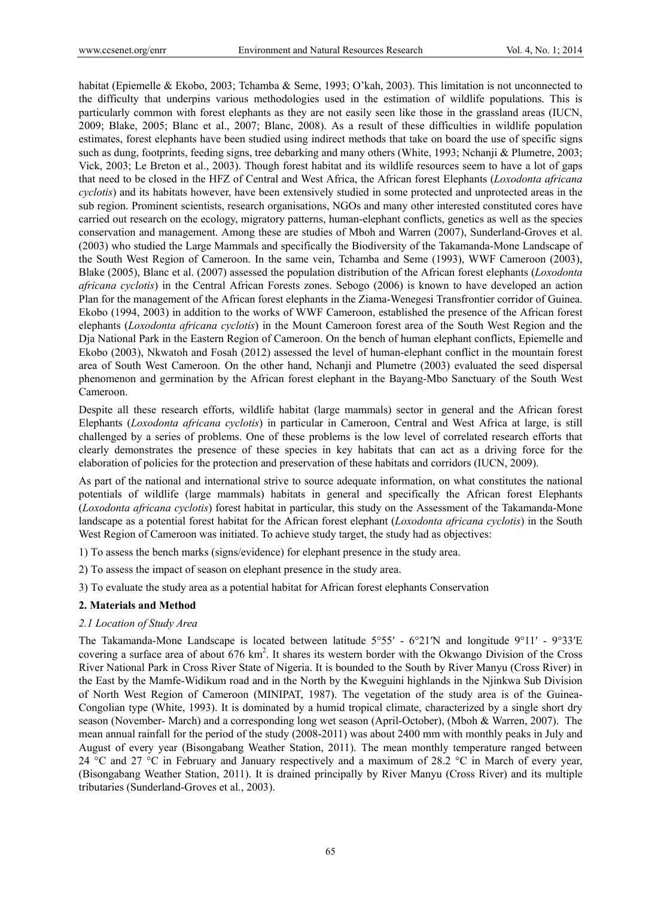habitat (Epiemelle & Ekobo, 2003; Tchamba & Seme, 1993; O'kah, 2003). This limitation is not unconnected to the difficulty that underpins various methodologies used in the estimation of wildlife populations. This is particularly common with forest elephants as they are not easily seen like those in the grassland areas (IUCN, 2009; Blake, 2005; Blanc et al., 2007; Blanc, 2008). As a result of these difficulties in wildlife population estimates, forest elephants have been studied using indirect methods that take on board the use of specific signs such as dung, footprints, feeding signs, tree debarking and many others (White, 1993; Nchanji & Plumetre, 2003; Vick, 2003; Le Breton et al., 2003). Though forest habitat and its wildlife resources seem to have a lot of gaps that need to be closed in the HFZ of Central and West Africa, the African forest Elephants (*Loxodonta africana cyclotis*) and its habitats however, have been extensively studied in some protected and unprotected areas in the sub region. Prominent scientists, research organisations, NGOs and many other interested constituted cores have carried out research on the ecology, migratory patterns, human-elephant conflicts, genetics as well as the species conservation and management. Among these are studies of Mboh and Warren (2007), Sunderland-Groves et al. (2003) who studied the Large Mammals and specifically the Biodiversity of the Takamanda-Mone Landscape of the South West Region of Cameroon. In the same vein, Tchamba and Seme (1993), WWF Cameroon (2003), Blake (2005), Blanc et al. (2007) assessed the population distribution of the African forest elephants (*Loxodonta africana cyclotis*) in the Central African Forests zones. Sebogo (2006) is known to have developed an action Plan for the management of the African forest elephants in the Ziama-Wenegesi Transfrontier corridor of Guinea. Ekobo (1994, 2003) in addition to the works of WWF Cameroon, established the presence of the African forest elephants (*Loxodonta africana cyclotis*) in the Mount Cameroon forest area of the South West Region and the Dja National Park in the Eastern Region of Cameroon. On the bench of human elephant conflicts, Epiemelle and Ekobo (2003), Nkwatoh and Fosah (2012) assessed the level of human-elephant conflict in the mountain forest area of South West Cameroon. On the other hand, Nchanji and Plumetre (2003) evaluated the seed dispersal phenomenon and germination by the African forest elephant in the Bayang-Mbo Sanctuary of the South West Cameroon.

Despite all these research efforts, wildlife habitat (large mammals) sector in general and the African forest Elephants (*Loxodonta africana cyclotis*) in particular in Cameroon, Central and West Africa at large, is still challenged by a series of problems. One of these problems is the low level of correlated research efforts that clearly demonstrates the presence of these species in key habitats that can act as a driving force for the elaboration of policies for the protection and preservation of these habitats and corridors (IUCN, 2009).

As part of the national and international strive to source adequate information, on what constitutes the national potentials of wildlife (large mammals) habitats in general and specifically the African forest Elephants (*Loxodonta africana cyclotis*) forest habitat in particular, this study on the Assessment of the Takamanda-Mone landscape as a potential forest habitat for the African forest elephant (*Loxodonta africana cyclotis*) in the South West Region of Cameroon was initiated. To achieve study target, the study had as objectives:

1) To assess the bench marks (signs/evidence) for elephant presence in the study area.

2) To assess the impact of season on elephant presence in the study area.

3) To evaluate the study area as a potential habitat for African forest elephants Conservation

## 2. Materials and Method

### *2.1 Location of Study Area*

The Takamanda-Mone Landscape is located between latitude 5°55′ - 6°21′N and longitude 9°11′ - 9°33′E covering a surface area of about 676 km$^2$. It shares its western border with the Okwango Division of the Cross River National Park in Cross River State of Nigeria. It is bounded to the South by River Manyu (Cross River) in the East by the Mamfe-Widikum road and in the North by the Kweguini highlands in the Njinkwa Sub Division of North West Region of Cameroon (MINIPAT, 1987). The vegetation of the study area is of the Guinea-Congolian type (White, 1993). It is dominated by a humid tropical climate, characterized by a single short dry season (November- March) and a corresponding long wet season (April-October), (Mboh & Warren, 2007). The mean annual rainfall for the period of the study (2008-2011) was about 2400 mm with monthly peaks in July and August of every year (Bisongabang Weather Station, 2011). The mean monthly temperature ranged between 24 °C and 27 °C in February and January respectively and a maximum of 28.2 °C in March of every year, (Bisongabang Weather Station, 2011). It is drained principally by River Manyu (Cross River) and its multiple tributaries (Sunderland-Groves et al., 2003).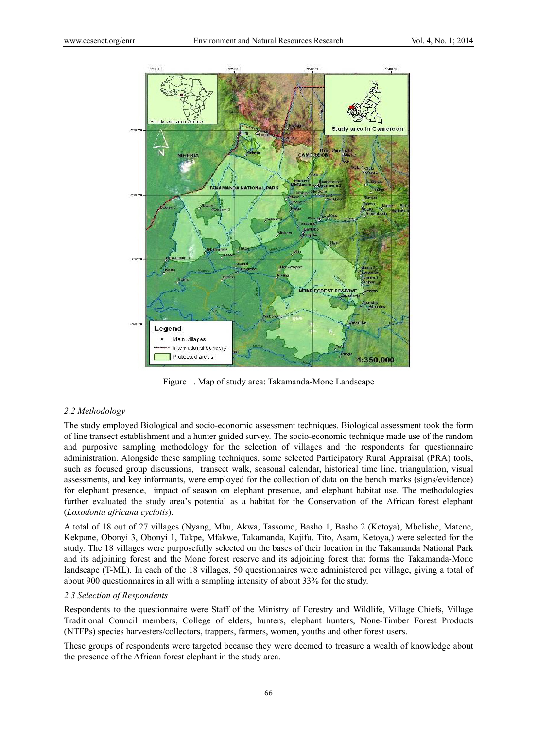Figure 1. Map of study area: Takamanda-Mone Landscape

### 2.2 Methodology

The study employed Biological and socio-economic assessment techniques. Biological assessment took the form of line transect establishment and a hunter guided survey. The socio-economic technique made use of the random and purposive sampling methodology for the selection of villages and the respondents for questionnaire administration. Alongside these sampling techniques, some selected Participatory Rural Appraisal (PRA) tools, such as focused group discussions, transect walk, seasonal calendar, historical time line, triangulation, visual assessments, and key informants, were employed for the collection of data on the bench marks (signs/evidence) for elephant presence, impact of season on elephant presence, and elephant habitat use. The methodologies further evaluated the study area's potential as a habitat for the Conservation of the African forest elephant (*Loxodonta africana cyclotis*).

A total of 18 out of 27 villages (Nyang, Mbu, Akwa, Tassomo, Basho 1, Basho 2 (Ketoya), Mbelishe, Matene, Kekpane, Obonyi 3, Obonyi 1, Takpe, Mfakwe, Takamanda, Kajifu. Tito, Asam, Ketoya,) were selected for the study. The 18 villages were purposefully selected on the bases of their location in the Takamanda National Park and its adjoining forest and the Mone forest reserve and its adjoining forest that forms the Takamanda-Mone landscape (T-ML). In each of the 18 villages, 50 questionnaires were administered per village, giving a total of about 900 questionnaires in all with a sampling intensity of about 33% for the study.

### 2.3 Selection of Respondents

Respondents to the questionnaire were Staff of the Ministry of Forestry and Wildlife, Village Chiefs, Village Traditional Council members, College of elders, hunters, elephant hunters, None-Timber Forest Products (NTFPs) species harvesters/collectors, trappers, farmers, women, youths and other forest users.

These groups of respondents were targeted because they were deemed to treasure a wealth of knowledge about the presence of the African forest elephant in the study area.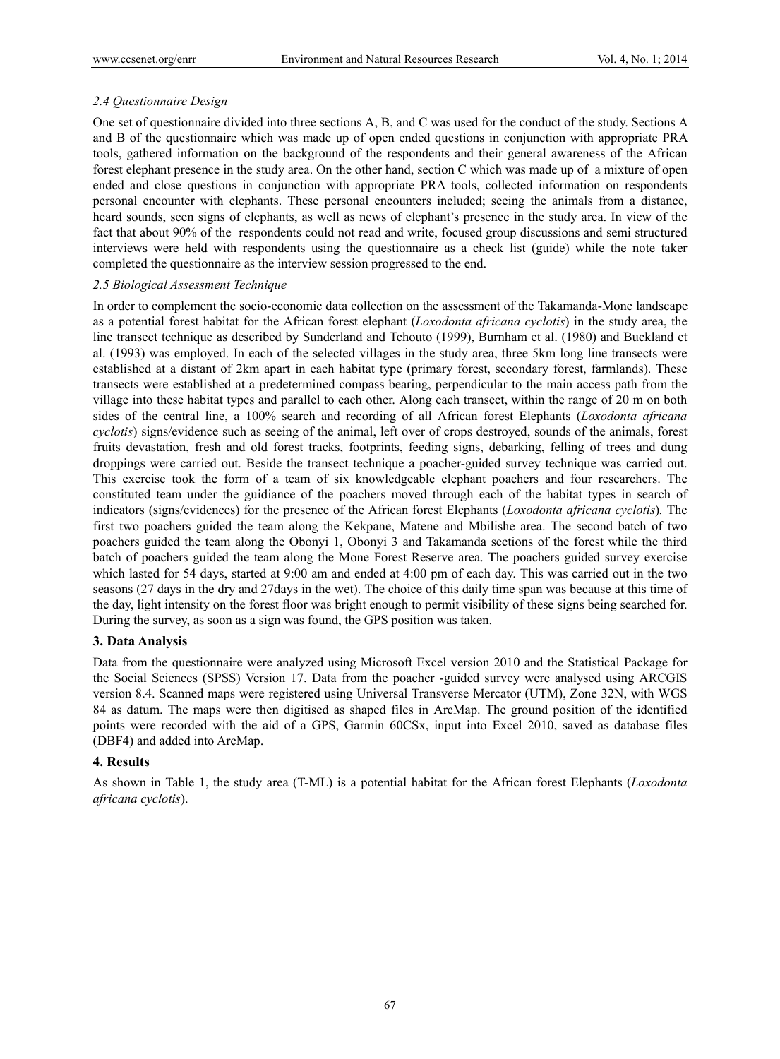*2.4 Questionnaire Design*

One set of questionnaire divided into three sections A, B, and C was used for the conduct of the study. Sections A and B of the questionnaire which was made up of open ended questions in conjunction with appropriate PRA tools, gathered information on the background of the respondents and their general awareness of the African forest elephant presence in the study area. On the other hand, section C which was made up of a mixture of open ended and close questions in conjunction with appropriate PRA tools, collected information on respondents personal encounter with elephants. These personal encounters included; seeing the animals from a distance, heard sounds, seen signs of elephants, as well as news of elephant's presence in the study area. In view of the fact that about 90% of the respondents could not read and write, focused group discussions and semi structured interviews were held with respondents using the questionnaire as a check list (guide) while the note taker completed the questionnaire as the interview session progressed to the end.

*2.5 Biological Assessment Technique*

In order to complement the socio-economic data collection on the assessment of the Takamanda-Mone landscape as a potential forest habitat for the African forest elephant (*Loxodonta africana cyclotis*) in the study area, the line transect technique as described by Sunderland and Tchouto (1999), Burnham et al. (1980) and Buckland et al. (1993) was employed. In each of the selected villages in the study area, three 5km long line transects were established at a distant of 2km apart in each habitat type (primary forest, secondary forest, farmlands). These transects were established at a predetermined compass bearing, perpendicular to the main access path from the village into these habitat types and parallel to each other. Along each transect, within the range of 20 m on both sides of the central line, a 100% search and recording of all African forest Elephants (*Loxodonta africana cyclotis*) signs/evidence such as seeing of the animal, left over of crops destroyed, sounds of the animals, forest fruits devastation, fresh and old forest tracks, footprints, feeding signs, debarking, felling of trees and dung droppings were carried out. Beside the transect technique a poacher-guided survey technique was carried out. This exercise took the form of a team of six knowledgeable elephant poachers and four researchers. The constituted team under the guidiance of the poachers moved through each of the habitat types in search of indicators (signs/evidences) for the presence of the African forest Elephants (*Loxodonta africana cyclotis*). The first two poachers guided the team along the Kekpane, Matene and Mbilishe area. The second batch of two poachers guided the team along the Obonyi 1, Obonyi 3 and Takamanda sections of the forest while the third batch of poachers guided the team along the Mone Forest Reserve area. The poachers guided survey exercise which lasted for 54 days, started at 9:00 am and ended at 4:00 pm of each day. This was carried out in the two seasons (27 days in the dry and 27days in the wet). The choice of this daily time span was because at this time of the day, light intensity on the forest floor was bright enough to permit visibility of these signs being searched for. During the survey, as soon as a sign was found, the GPS position was taken.

## 3. Data Analysis

Data from the questionnaire were analyzed using Microsoft Excel version 2010 and the Statistical Package for the Social Sciences (SPSS) Version 17. Data from the poacher -guided survey were analysed using ARCGIS version 8.4. Scanned maps were registered using Universal Transverse Mercator (UTM), Zone 32N, with WGS 84 as datum. The maps were then digitised as shaped files in ArcMap. The ground position of the identified points were recorded with the aid of a GPS, Garmin 60CSx, input into Excel 2010, saved as database files (DBF4) and added into ArcMap.

## 4. Results

As shown in Table 1, the study area (T-ML) is a potential habitat for the African forest Elephants (*Loxodonta africana cyclotis*).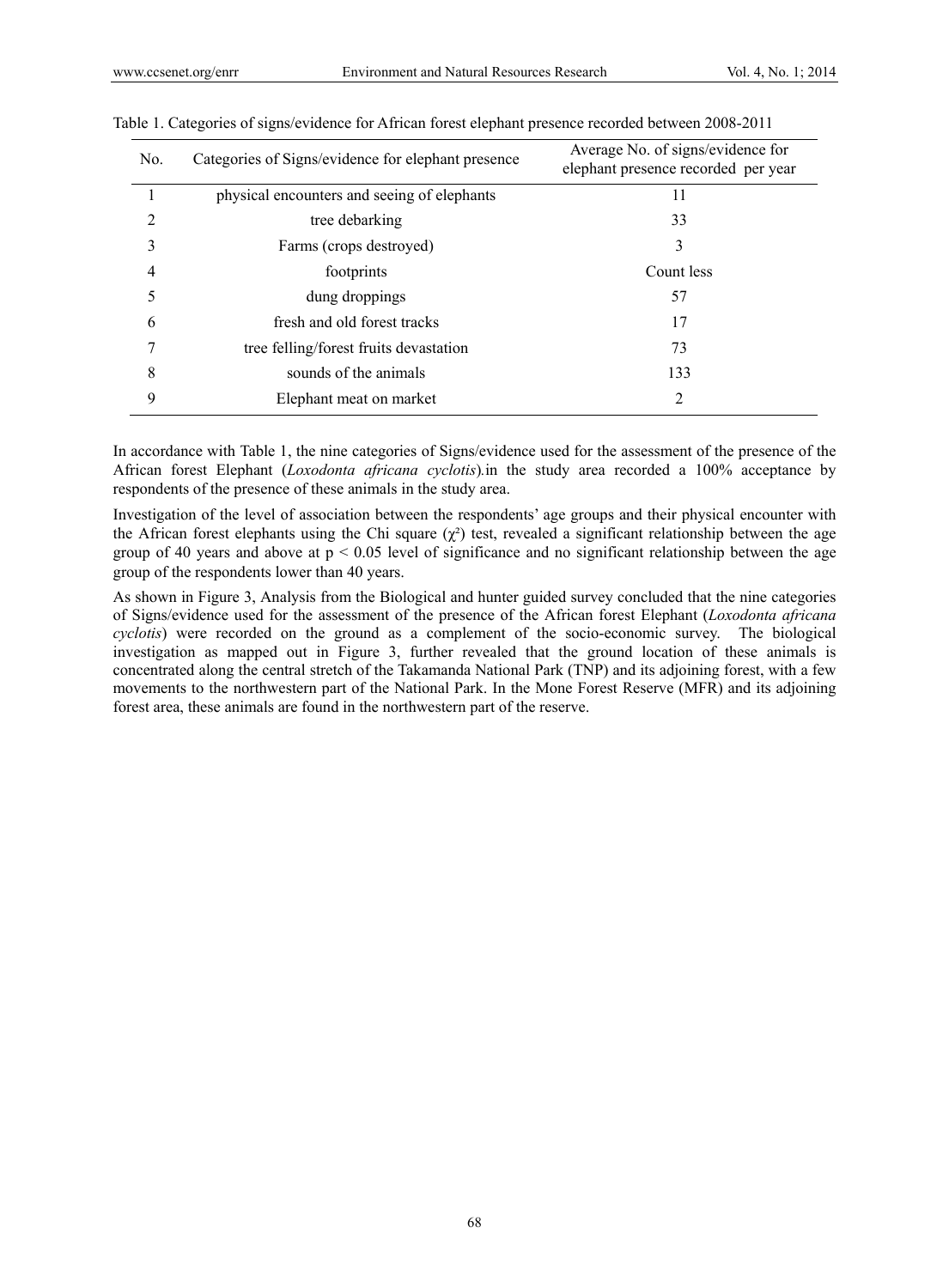Table 1. Categories of signs/evidence for African forest elephant presence recorded between 2008-2011

| No. | Categories of Signs/evidence for elephant presence | Average No. of signs/evidence for elephant presence recorded per year |
|---|---|---|
| 1 | physical encounters and seeing of elephants | 11 |
| 2 | tree debarking | 33 |
| 3 | Farms (crops destroyed) | 3 |
| 4 | footprints | Count less |
| 5 | dung droppings | 57 |
| 6 | fresh and old forest tracks | 17 |
| 7 | tree felling/forest fruits devastation | 73 |
| 8 | sounds of the animals | 133 |
| 9 | Elephant meat on market | 2 |

In accordance with Table 1, the nine categories of Signs/evidence used for the assessment of the presence of the African forest Elephant (*Loxodonta africana cyclotis*).in the study area recorded a 100% acceptance by respondents of the presence of these animals in the study area.

Investigation of the level of association between the respondents' age groups and their physical encounter with the African forest elephants using the Chi square ($\chi^2$) test, revealed a significant relationship between the age group of 40 years and above at $p < 0.05$ level of significance and no significant relationship between the age group of the respondents lower than 40 years.

As shown in Figure 3, Analysis from the Biological and hunter guided survey concluded that the nine categories of Signs/evidence used for the assessment of the presence of the African forest Elephant (*Loxodonta africana cyclotis*) were recorded on the ground as a complement of the socio-economic survey. The biological investigation as mapped out in Figure 3, further revealed that the ground location of these animals is concentrated along the central stretch of the Takamanda National Park (TNP) and its adjoining forest, with a few movements to the northwestern part of the National Park. In the Mone Forest Reserve (MFR) and its adjoining forest area, these animals are found in the northwestern part of the reserve.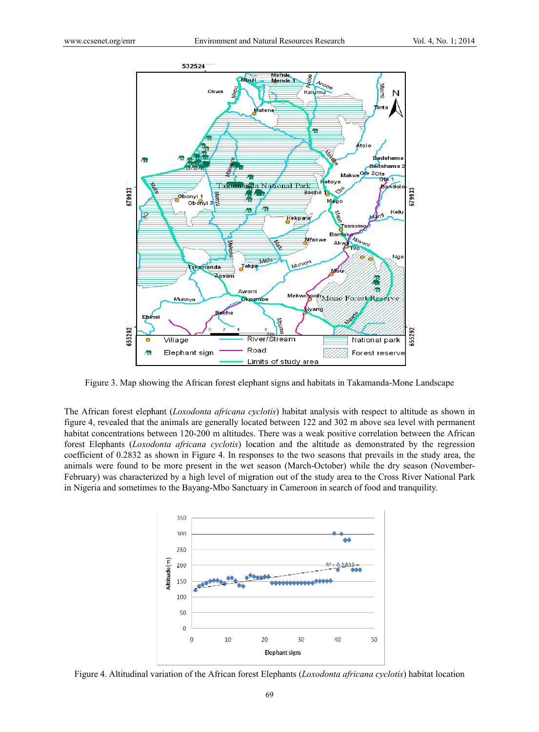Figure 3. Map showing the African forest elephant signs and habitats in Takamanda-Mone Landscape

The African forest elephant (*Loxodonta africana cyclotis*) habitat analysis with respect to altitude as shown in figure 4, revealed that the animals are generally located between 122 and 302 m above sea level with permanent habitat concentrations between 120-200 m altitudes. There was a weak positive correlation between the African forest Elephants (*Loxodonta africana cyclotis*) location and the altitude as demonstrated by the regression coefficient of 0.2832 as shown in Figure 4. In responses to the two seasons that prevails in the study area, the animals were found to be more present in the wet season (March-October) while the dry season (November-February) was characterized by a high level of migration out of the study area to the Cross River National Park in Nigeria and sometimes to the Bayang-Mbo Sanctuary in Cameroon in search of food and tranquility.

Figure 4. Altitudinal variation of the African forest Elephants (*Loxodonta africana cyclotis*) habitat location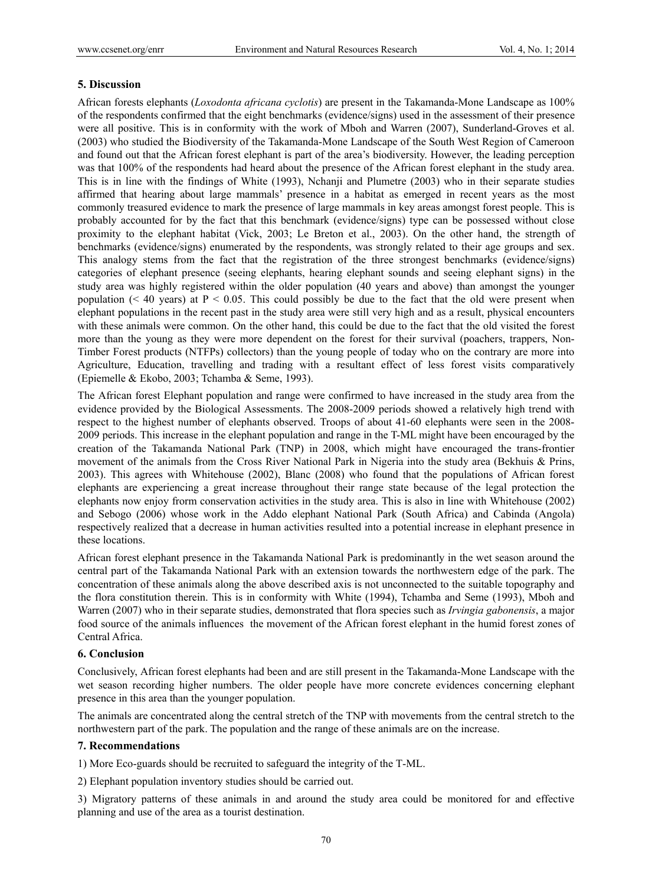## 5. Discussion

African forests elephants (*Loxodonta africana cyclotis*) are present in the Takamanda-Mone Landscape as 100% of the respondents confirmed that the eight benchmarks (evidence/signs) used in the assessment of their presence were all positive. This is in conformity with the work of Mboh and Warren (2007), Sunderland-Groves et al. (2003) who studied the Biodiversity of the Takamanda-Mone Landscape of the South West Region of Cameroon and found out that the African forest elephant is part of the area's biodiversity. However, the leading perception was that 100% of the respondents had heard about the presence of the African forest elephant in the study area. This is in line with the findings of White (1993), Nchanji and Plumetre (2003) who in their separate studies affirmed that hearing about large mammals' presence in a habitat as emerged in recent years as the most commonly treasured evidence to mark the presence of large mammals in key areas amongst forest people. This is probably accounted for by the fact that this benchmark (evidence/signs) type can be possessed without close proximity to the elephant habitat (Vick, 2003; Le Breton et al., 2003). On the other hand, the strength of benchmarks (evidence/signs) enumerated by the respondents, was strongly related to their age groups and sex. This analogy stems from the fact that the registration of the three strongest benchmarks (evidence/signs) categories of elephant presence (seeing elephants, hearing elephant sounds and seeing elephant signs) in the study area was highly registered within the older population (40 years and above) than amongst the younger population (< 40 years) at $P < 0.05$. This could possibly be due to the fact that the old were present when elephant populations in the recent past in the study area were still very high and as a result, physical encounters with these animals were common. On the other hand, this could be due to the fact that the old visited the forest more than the young as they were more dependent on the forest for their survival (poachers, trappers, Non-Timber Forest products (NTFPs) collectors) than the young people of today who on the contrary are more into Agriculture, Education, travelling and trading with a resultant effect of less forest visits comparatively (Epiemelle & Ekobo, 2003; Tchamba & Seme, 1993).

The African forest Elephant population and range were confirmed to have increased in the study area from the evidence provided by the Biological Assessments. The 2008-2009 periods showed a relatively high trend with respect to the highest number of elephants observed. Troops of about 41-60 elephants were seen in the 2008-2009 periods. This increase in the elephant population and range in the T-ML might have been encouraged by the creation of the Takamanda National Park (TNP) in 2008, which might have encouraged the trans-frontier movement of the animals from the Cross River National Park in Nigeria into the study area (Bekhuis & Prins, 2003). This agrees with Whitehouse (2002), Blanc (2008) who found that the populations of African forest elephants are experiencing a great increase throughout their range state because of the legal protection the elephants now enjoy frorm conservation activities in the study area. This is also in line with Whitehouse (2002) and Sebogo (2006) whose work in the Addo elephant National Park (South Africa) and Cabinda (Angola) respectively realized that a decrease in human activities resulted into a potential increase in elephant presence in these locations.

African forest elephant presence in the Takamanda National Park is predominantly in the wet season around the central part of the Takamanda National Park with an extension towards the northwestern edge of the park. The concentration of these animals along the above described axis is not unconnected to the suitable topography and the flora constitution therein. This is in conformity with White (1994), Tchamba and Seme (1993), Mboh and Warren (2007) who in their separate studies, demonstrated that flora species such as *Irvingia gabonensis*, a major food source of the animals influences the movement of the African forest elephant in the humid forest zones of Central Africa.

## 6. Conclusion

Conclusively, African forest elephants had been and are still present in the Takamanda-Mone Landscape with the wet season recording higher numbers. The older people have more concrete evidences concerning elephant presence in this area than the younger population.

The animals are concentrated along the central stretch of the TNP with movements from the central stretch to the northwestern part of the park. The population and the range of these animals are on the increase.

## 7. Recommendations

1) More Eco-guards should be recruited to safeguard the integrity of the T-ML.

2) Elephant population inventory studies should be carried out.

3) Migratory patterns of these animals in and around the study area could be monitored for and effective planning and use of the area as a tourist destination.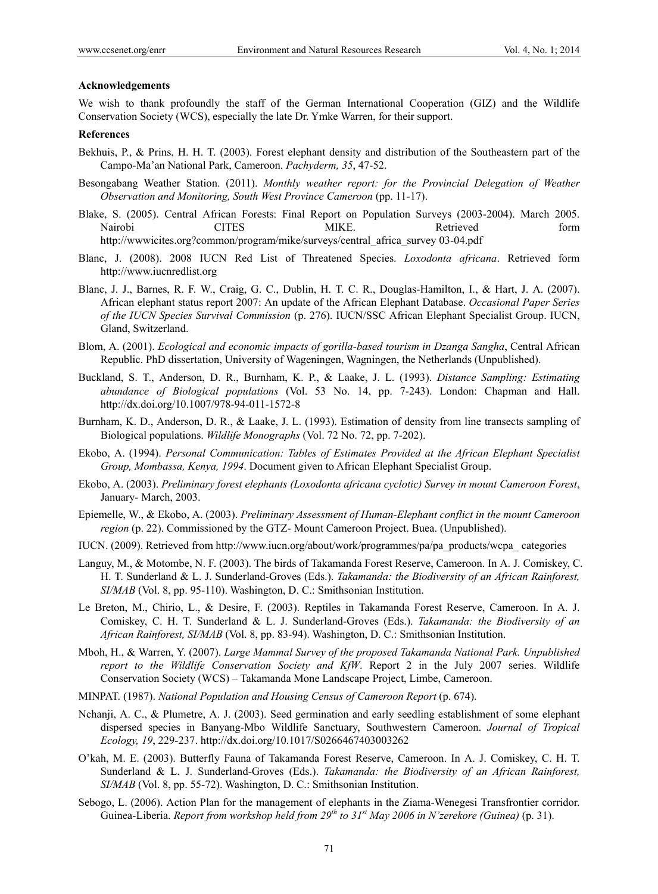**Acknowledgements**

We wish to thank profoundly the staff of the German International Cooperation (GIZ) and the Wildlife Conservation Society (WCS), especially the late Dr. Ymke Warren, for their support.

**References**

Bekhuis, P., & Prins, H. H. T. (2003). Forest elephant density and distribution of the Southeastern part of the Campo-Ma'an National Park, Cameroon. *Pachyderm, 35*, 47-52.

Besongabang Weather Station. (2011). *Monthly weather report: for the Provincial Delegation of Weather Observation and Monitoring, South West Province Cameroon* (pp. 11-17).

Blake, S. (2005). Central African Forests: Final Report on Population Surveys (2003-2004). March 2005. Nairobi CITES MIKE. Retrieved form http://wwwicites.org?common/program/mike/surveys/central_africa_survey 03-04.pdf

Blanc, J. (2008). 2008 IUCN Red List of Threatened Species. *Loxodonta africana*. Retrieved form http://www.iucnredlist.org

Blanc, J. J., Barnes, R. F. W., Craig, G. C., Dublin, H. T. C. R., Douglas-Hamilton, I., & Hart, J. A. (2007). African elephant status report 2007: An update of the African Elephant Database. *Occasional Paper Series of the IUCN Species Survival Commission* (p. 276). IUCN/SSC African Elephant Specialist Group. IUCN, Gland, Switzerland.

Blom, A. (2001). *Ecological and economic impacts of gorilla-based tourism in Dzanga Sangha*, Central African Republic. PhD dissertation, University of Wageningen, Wagningen, the Netherlands (Unpublished).

Buckland, S. T., Anderson, D. R., Burnham, K. P., & Laake, J. L. (1993). *Distance Sampling: Estimating abundance of Biological populations* (Vol. 53 No. 14, pp. 7-243). London: Chapman and Hall. http://dx.doi.org/10.1007/978-94-011-1572-8

Burnham, K. D., Anderson, D. R., & Laake, J. L. (1993). Estimation of density from line transects sampling of Biological populations. *Wildlife Monographs* (Vol. 72 No. 72, pp. 7-202).

Ekobo, A. (1994). *Personal Communication: Tables of Estimates Provided at the African Elephant Specialist Group, Mombassa, Kenya, 1994*. Document given to African Elephant Specialist Group.

Ekobo, A. (2003). *Preliminary forest elephants (Loxodonta africana cyclotic) Survey in mount Cameroon Forest*, January- March, 2003.

Epiemelle, W., & Ekobo, A. (2003). *Preliminary Assessment of Human-Elephant conflict in the mount Cameroon region* (p. 22). Commissioned by the GTZ- Mount Cameroon Project. Buea. (Unpublished).

IUCN. (2009). Retrieved from http://www.iucn.org/about/work/programmes/pa/pa_products/wcpa_ categories

Languy, M., & Motombe, N. F. (2003). The birds of Takamanda Forest Reserve, Cameroon. In A. J. Comiskey, C. H. T. Sunderland & L. J. Sunderland-Groves (Eds.). *Takamanda: the Biodiversity of an African Rainforest, SI/MAB* (Vol. 8, pp. 95-110). Washington, D. C.: Smithsonian Institution.

Le Breton, M., Chirio, L., & Desire, F. (2003). Reptiles in Takamanda Forest Reserve, Cameroon. In A. J. Comiskey, C. H. T. Sunderland & L. J. Sunderland-Groves (Eds.). *Takamanda: the Biodiversity of an African Rainforest, SI/MAB* (Vol. 8, pp. 83-94). Washington, D. C.: Smithsonian Institution.

Mboh, H., & Warren, Y. (2007). *Large Mammal Survey of the proposed Takamanda National Park. Unpublished report to the Wildlife Conservation Society and KfW*. Report 2 in the July 2007 series. Wildlife Conservation Society (WCS) – Takamanda Mone Landscape Project, Limbe, Cameroon.

MINPAT. (1987). *National Population and Housing Census of Cameroon Report* (p. 674).

Nchanji, A. C., & Plumetre, A. J. (2003). Seed germination and early seedling establishment of some elephant dispersed species in Banyang-Mbo Wildlife Sanctuary, Southwestern Cameroon. *Journal of Tropical Ecology, 19*, 229-237. http://dx.doi.org/10.1017/S0266467403003262

O'kah, M. E. (2003). Butterfly Fauna of Takamanda Forest Reserve, Cameroon. In A. J. Comiskey, C. H. T. Sunderland & L. J. Sunderland-Groves (Eds.). *Takamanda: the Biodiversity of an African Rainforest, SI/MAB* (Vol. 8, pp. 55-72). Washington, D. C.: Smithsonian Institution.

Sebogo, L. (2006). Action Plan for the management of elephants in the Ziama-Wenegesi Transfrontier corridor. Guinea-Liberia. *Report from workshop held from 29th to 31st May 2006 in N'zerekore (Guinea)* (p. 31).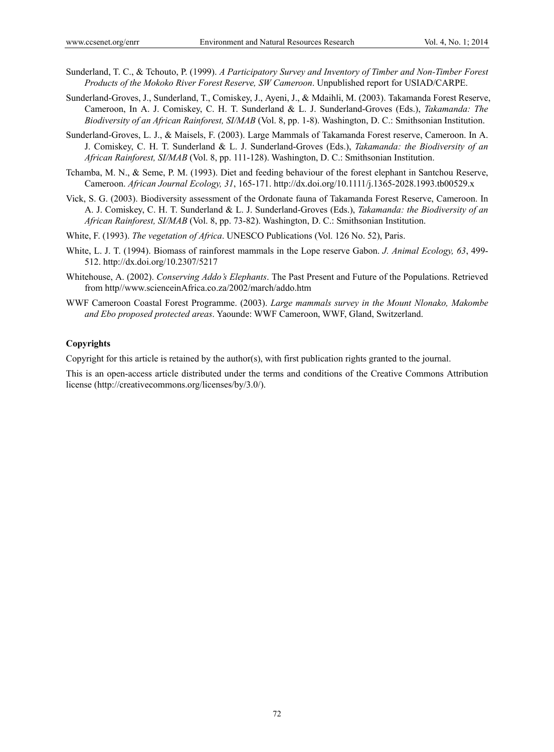Sunderland, T. C., & Tchouto, P. (1999). *A Participatory Survey and Inventory of Timber and Non-Timber Forest Products of the Mokoko River Forest Reserve, SW Cameroon*. Unpublished report for USIAD/CARPE.

Sunderland-Groves, J., Sunderland, T., Comiskey, J., Ayeni, J., & Mdaihli, M. (2003). Takamanda Forest Reserve, Cameroon, In A. J. Comiskey, C. H. T. Sunderland & L. J. Sunderland-Groves (Eds.), *Takamanda: The Biodiversity of an African Rainforest, SI/MAB* (Vol. 8, pp. 1-8). Washington, D. C.: Smithsonian Institution.

Sunderland-Groves, L. J., & Maisels, F. (2003). Large Mammals of Takamanda Forest reserve, Cameroon. In A. J. Comiskey, C. H. T. Sunderland & L. J. Sunderland-Groves (Eds.), *Takamanda: the Biodiversity of an African Rainforest, SI/MAB* (Vol. 8, pp. 111-128). Washington, D. C.: Smithsonian Institution.

Tchamba, M. N., & Seme, P. M. (1993). Diet and feeding behaviour of the forest elephant in Santchou Reserve, Cameroon. *African Journal Ecology, 31*, 165-171. http://dx.doi.org/10.1111/j.1365-2028.1993.tb00529.x

Vick, S. G. (2003). Biodiversity assessment of the Ordonate fauna of Takamanda Forest Reserve, Cameroon. In A. J. Comiskey, C. H. T. Sunderland & L. J. Sunderland-Groves (Eds.), *Takamanda: the Biodiversity of an African Rainforest, SI/MAB* (Vol. 8, pp. 73-82). Washington, D. C.: Smithsonian Institution.

White, F. (1993). *The vegetation of Africa*. UNESCO Publications (Vol. 126 No. 52), Paris.

White, L. J. T. (1994). Biomass of rainforest mammals in the Lope reserve Gabon. *J. Animal Ecology, 63*, 499-512. http://dx.doi.org/10.2307/5217

Whitehouse, A. (2002). *Conserving Addo's Elephants*. The Past Present and Future of the Populations. Retrieved from http//www.scienceinAfrica.co.za/2002/march/addo.htm

WWF Cameroon Coastal Forest Programme. (2003). *Large mammals survey in the Mount Nlonako, Makombe and Ebo proposed protected areas*. Yaounde: WWF Cameroon, WWF, Gland, Switzerland.

**Copyrights**

Copyright for this article is retained by the author(s), with first publication rights granted to the journal.

This is an open-access article distributed under the terms and conditions of the Creative Commons Attribution license (http://creativecommons.org/licenses/by/3.0/).